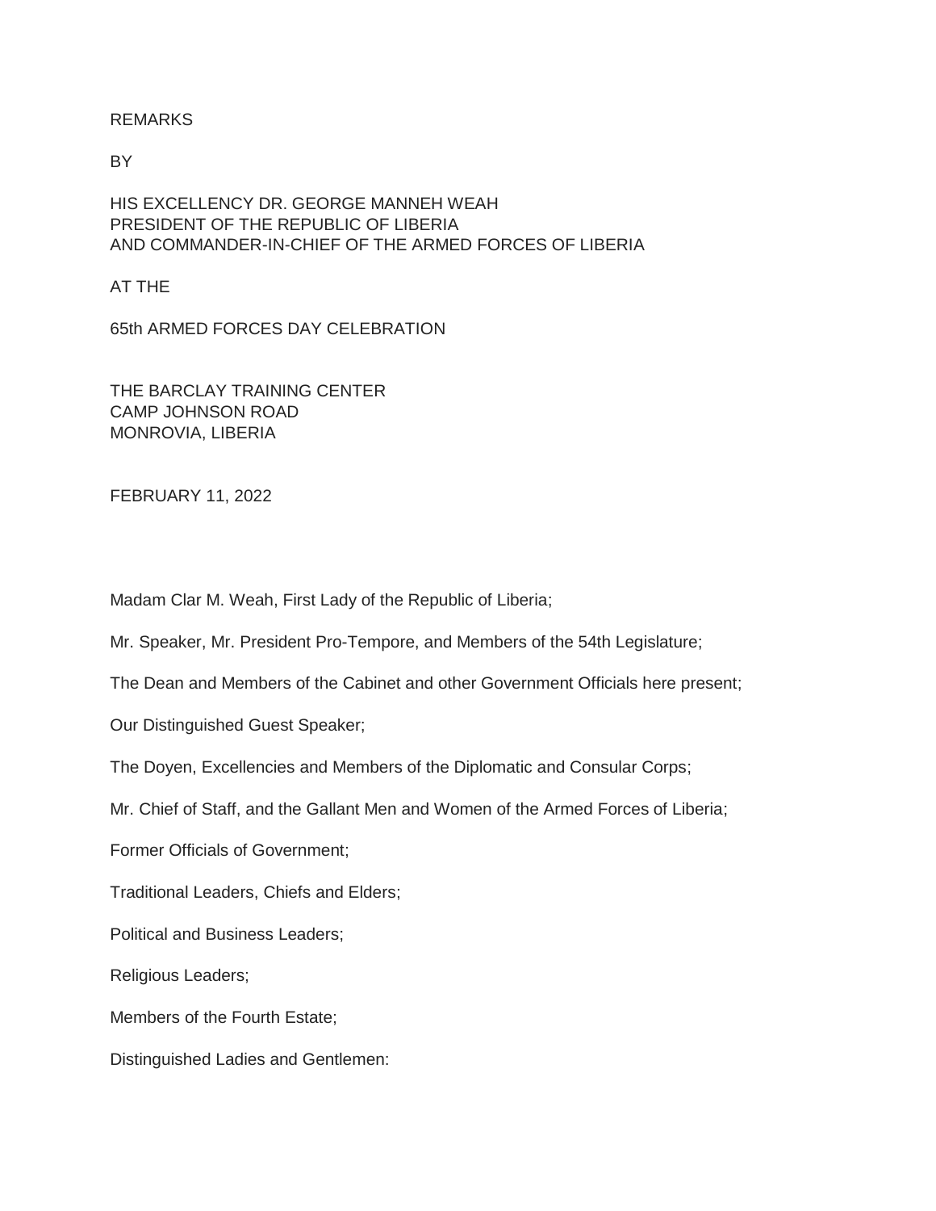REMARKS

BY

HIS EXCELLENCY DR. GEORGE MANNEH WEAH
PRESIDENT OF THE REPUBLIC OF LIBERIA
AND COMMANDER-IN-CHIEF OF THE ARMED FORCES OF LIBERIA

AT THE

65th ARMED FORCES DAY CELEBRATION

THE BARCLAY TRAINING CENTER
CAMP JOHNSON ROAD
MONROVIA, LIBERIA

FEBRUARY 11, 2022

Madam Clar M. Weah, First Lady of the Republic of Liberia;

Mr. Speaker, Mr. President Pro-Tempore, and Members of the 54th Legislature;

The Dean and Members of the Cabinet and other Government Officials here present;

Our Distinguished Guest Speaker;

The Doyen, Excellencies and Members of the Diplomatic and Consular Corps;

Mr. Chief of Staff, and the Gallant Men and Women of the Armed Forces of Liberia;

Former Officials of Government;

Traditional Leaders, Chiefs and Elders;

Political and Business Leaders;

Religious Leaders;

Members of the Fourth Estate;

Distinguished Ladies and Gentlemen: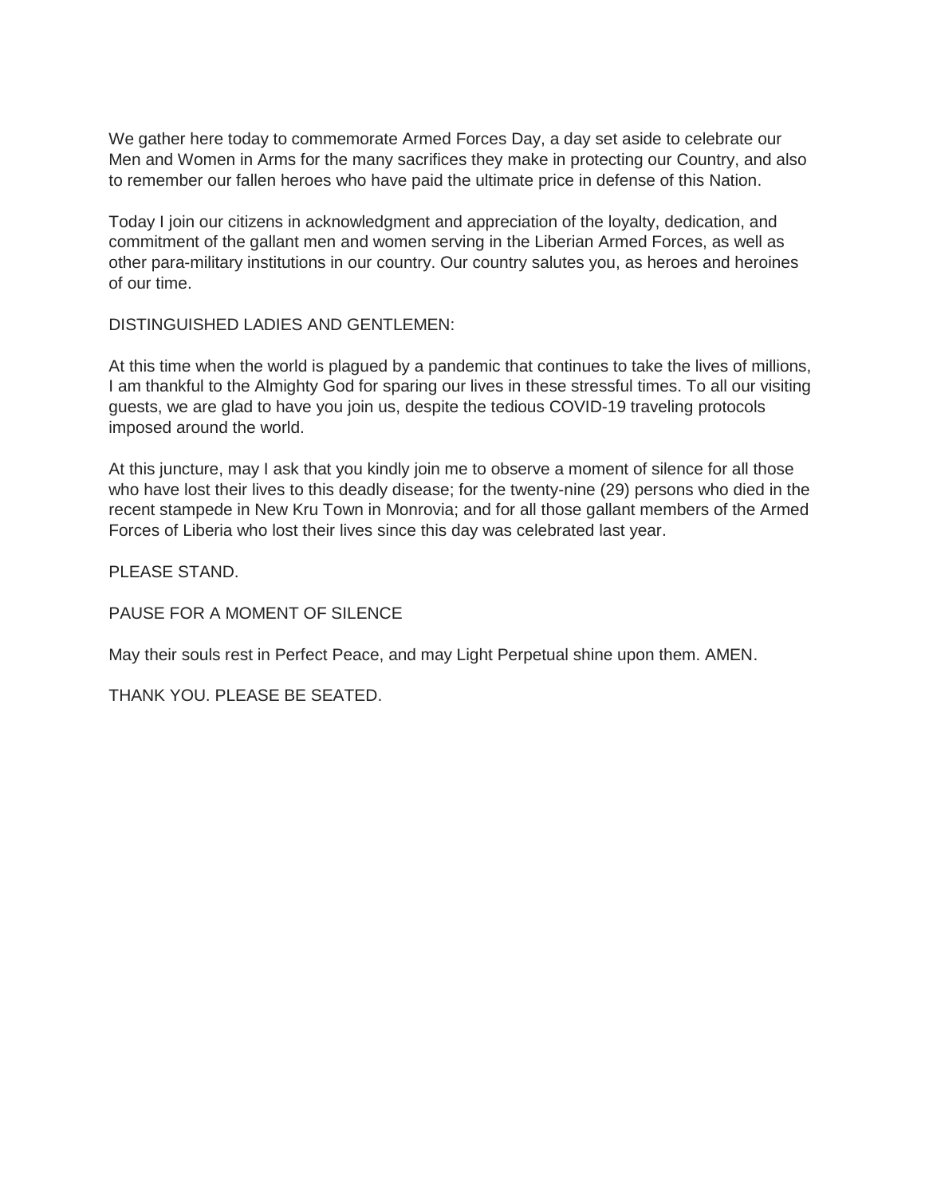We gather here today to commemorate Armed Forces Day, a day set aside to celebrate our Men and Women in Arms for the many sacrifices they make in protecting our Country, and also to remember our fallen heroes who have paid the ultimate price in defense of this Nation.

Today I join our citizens in acknowledgment and appreciation of the loyalty, dedication, and commitment of the gallant men and women serving in the Liberian Armed Forces, as well as other para-military institutions in our country. Our country salutes you, as heroes and heroines of our time.

DISTINGUISHED LADIES AND GENTLEMEN:

At this time when the world is plagued by a pandemic that continues to take the lives of millions, I am thankful to the Almighty God for sparing our lives in these stressful times. To all our visiting guests, we are glad to have you join us, despite the tedious COVID-19 traveling protocols imposed around the world.

At this juncture, may I ask that you kindly join me to observe a moment of silence for all those who have lost their lives to this deadly disease; for the twenty-nine (29) persons who died in the recent stampede in New Kru Town in Monrovia; and for all those gallant members of the Armed Forces of Liberia who lost their lives since this day was celebrated last year.

PLEASE STAND.

PAUSE FOR A MOMENT OF SILENCE

May their souls rest in Perfect Peace, and may Light Perpetual shine upon them. AMEN.

THANK YOU. PLEASE BE SEATED.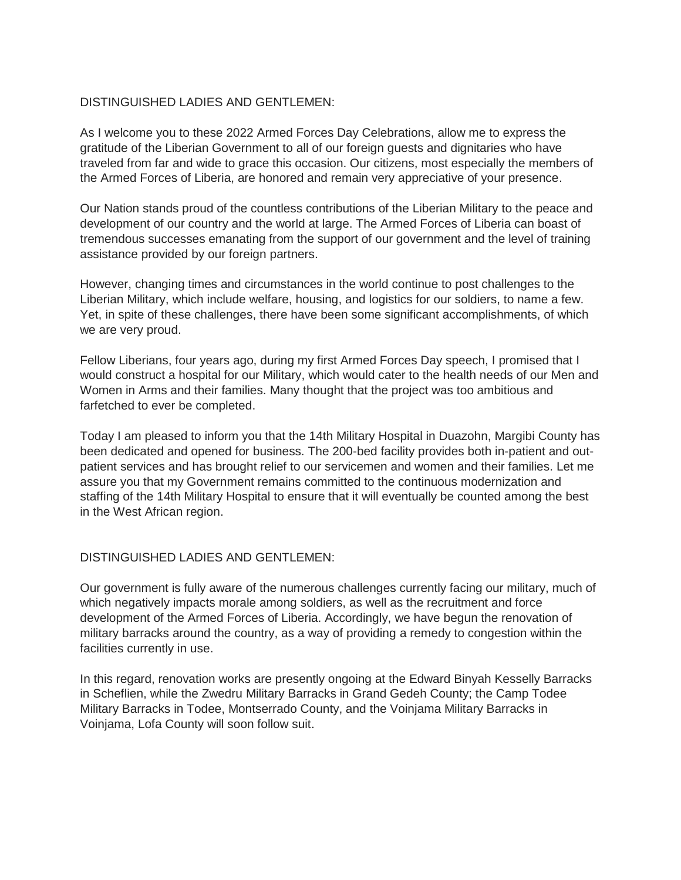DISTINGUISHED LADIES AND GENTLEMEN:

As I welcome you to these 2022 Armed Forces Day Celebrations, allow me to express the gratitude of the Liberian Government to all of our foreign guests and dignitaries who have traveled from far and wide to grace this occasion. Our citizens, most especially the members of the Armed Forces of Liberia, are honored and remain very appreciative of your presence.

Our Nation stands proud of the countless contributions of the Liberian Military to the peace and development of our country and the world at large. The Armed Forces of Liberia can boast of tremendous successes emanating from the support of our government and the level of training assistance provided by our foreign partners.

However, changing times and circumstances in the world continue to post challenges to the Liberian Military, which include welfare, housing, and logistics for our soldiers, to name a few. Yet, in spite of these challenges, there have been some significant accomplishments, of which we are very proud.

Fellow Liberians, four years ago, during my first Armed Forces Day speech, I promised that I would construct a hospital for our Military, which would cater to the health needs of our Men and Women in Arms and their families. Many thought that the project was too ambitious and farfetched to ever be completed.

Today I am pleased to inform you that the 14th Military Hospital in Duazohn, Margibi County has been dedicated and opened for business. The 200-bed facility provides both in-patient and out-patient services and has brought relief to our servicemen and women and their families. Let me assure you that my Government remains committed to the continuous modernization and staffing of the 14th Military Hospital to ensure that it will eventually be counted among the best in the West African region.

DISTINGUISHED LADIES AND GENTLEMEN:

Our government is fully aware of the numerous challenges currently facing our military, much of which negatively impacts morale among soldiers, as well as the recruitment and force development of the Armed Forces of Liberia. Accordingly, we have begun the renovation of military barracks around the country, as a way of providing a remedy to congestion within the facilities currently in use.

In this regard, renovation works are presently ongoing at the Edward Binyah Kesselly Barracks in Scheflien, while the Zwedru Military Barracks in Grand Gedeh County; the Camp Todee Military Barracks in Todee, Montserrado County, and the Voinjama Military Barracks in Voinjama, Lofa County will soon follow suit.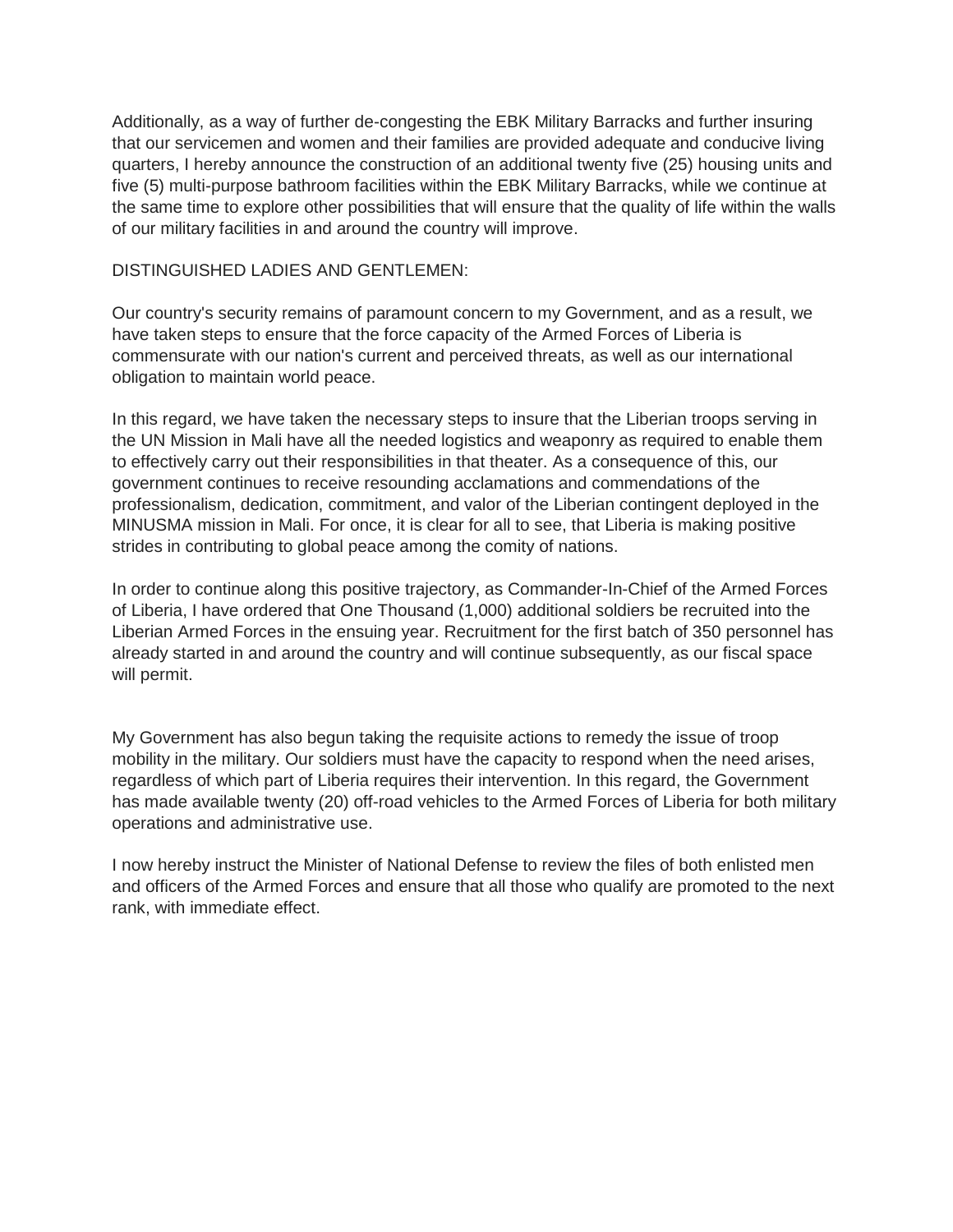Additionally, as a way of further de-congesting the EBK Military Barracks and further insuring that our servicemen and women and their families are provided adequate and conducive living quarters, I hereby announce the construction of an additional twenty five (25) housing units and five (5) multi-purpose bathroom facilities within the EBK Military Barracks, while we continue at the same time to explore other possibilities that will ensure that the quality of life within the walls of our military facilities in and around the country will improve.

DISTINGUISHED LADIES AND GENTLEMEN:

Our country's security remains of paramount concern to my Government, and as a result, we have taken steps to ensure that the force capacity of the Armed Forces of Liberia is commensurate with our nation's current and perceived threats, as well as our international obligation to maintain world peace.

In this regard, we have taken the necessary steps to insure that the Liberian troops serving in the UN Mission in Mali have all the needed logistics and weaponry as required to enable them to effectively carry out their responsibilities in that theater. As a consequence of this, our government continues to receive resounding acclamations and commendations of the professionalism, dedication, commitment, and valor of the Liberian contingent deployed in the MINUSMA mission in Mali. For once, it is clear for all to see, that Liberia is making positive strides in contributing to global peace among the comity of nations.

In order to continue along this positive trajectory, as Commander-In-Chief of the Armed Forces of Liberia, I have ordered that One Thousand (1,000) additional soldiers be recruited into the Liberian Armed Forces in the ensuing year. Recruitment for the first batch of 350 personnel has already started in and around the country and will continue subsequently, as our fiscal space will permit.

My Government has also begun taking the requisite actions to remedy the issue of troop mobility in the military. Our soldiers must have the capacity to respond when the need arises, regardless of which part of Liberia requires their intervention. In this regard, the Government has made available twenty (20) off-road vehicles to the Armed Forces of Liberia for both military operations and administrative use.

I now hereby instruct the Minister of National Defense to review the files of both enlisted men and officers of the Armed Forces and ensure that all those who qualify are promoted to the next rank, with immediate effect.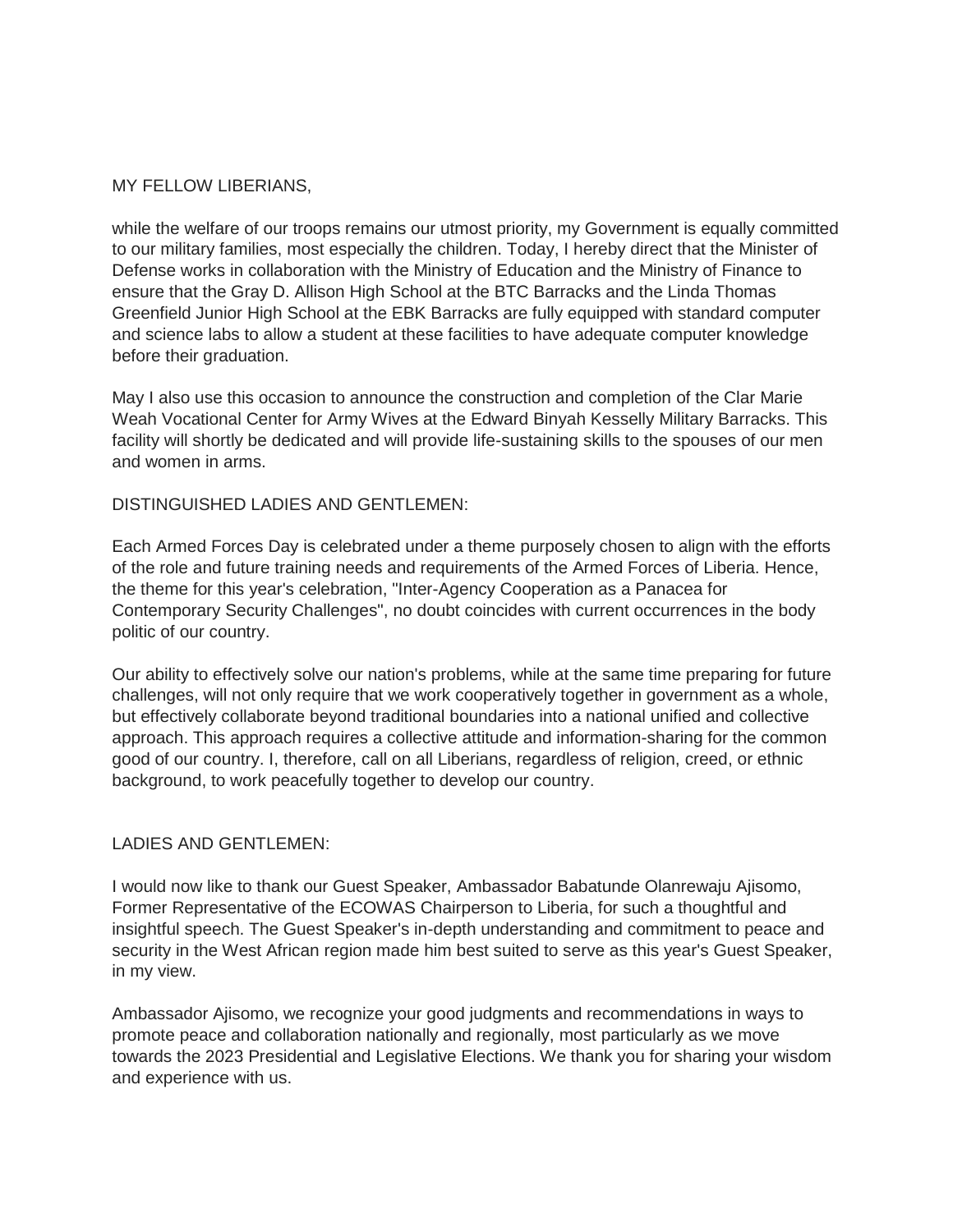MY FELLOW LIBERIANS,

while the welfare of our troops remains our utmost priority, my Government is equally committed to our military families, most especially the children. Today, I hereby direct that the Minister of Defense works in collaboration with the Ministry of Education and the Ministry of Finance to ensure that the Gray D. Allison High School at the BTC Barracks and the Linda Thomas Greenfield Junior High School at the EBK Barracks are fully equipped with standard computer and science labs to allow a student at these facilities to have adequate computer knowledge before their graduation.

May I also use this occasion to announce the construction and completion of the Clar Marie Weah Vocational Center for Army Wives at the Edward Binyah Kesselly Military Barracks. This facility will shortly be dedicated and will provide life-sustaining skills to the spouses of our men and women in arms.

DISTINGUISHED LADIES AND GENTLEMEN:

Each Armed Forces Day is celebrated under a theme purposely chosen to align with the efforts of the role and future training needs and requirements of the Armed Forces of Liberia. Hence, the theme for this year's celebration, "Inter-Agency Cooperation as a Panacea for Contemporary Security Challenges", no doubt coincides with current occurrences in the body politic of our country.

Our ability to effectively solve our nation's problems, while at the same time preparing for future challenges, will not only require that we work cooperatively together in government as a whole, but effectively collaborate beyond traditional boundaries into a national unified and collective approach. This approach requires a collective attitude and information-sharing for the common good of our country. I, therefore, call on all Liberians, regardless of religion, creed, or ethnic background, to work peacefully together to develop our country.

LADIES AND GENTLEMEN:

I would now like to thank our Guest Speaker, Ambassador Babatunde Olanrewaju Ajisomo, Former Representative of the ECOWAS Chairperson to Liberia, for such a thoughtful and insightful speech. The Guest Speaker's in-depth understanding and commitment to peace and security in the West African region made him best suited to serve as this year's Guest Speaker, in my view.

Ambassador Ajisomo, we recognize your good judgments and recommendations in ways to promote peace and collaboration nationally and regionally, most particularly as we move towards the 2023 Presidential and Legislative Elections. We thank you for sharing your wisdom and experience with us.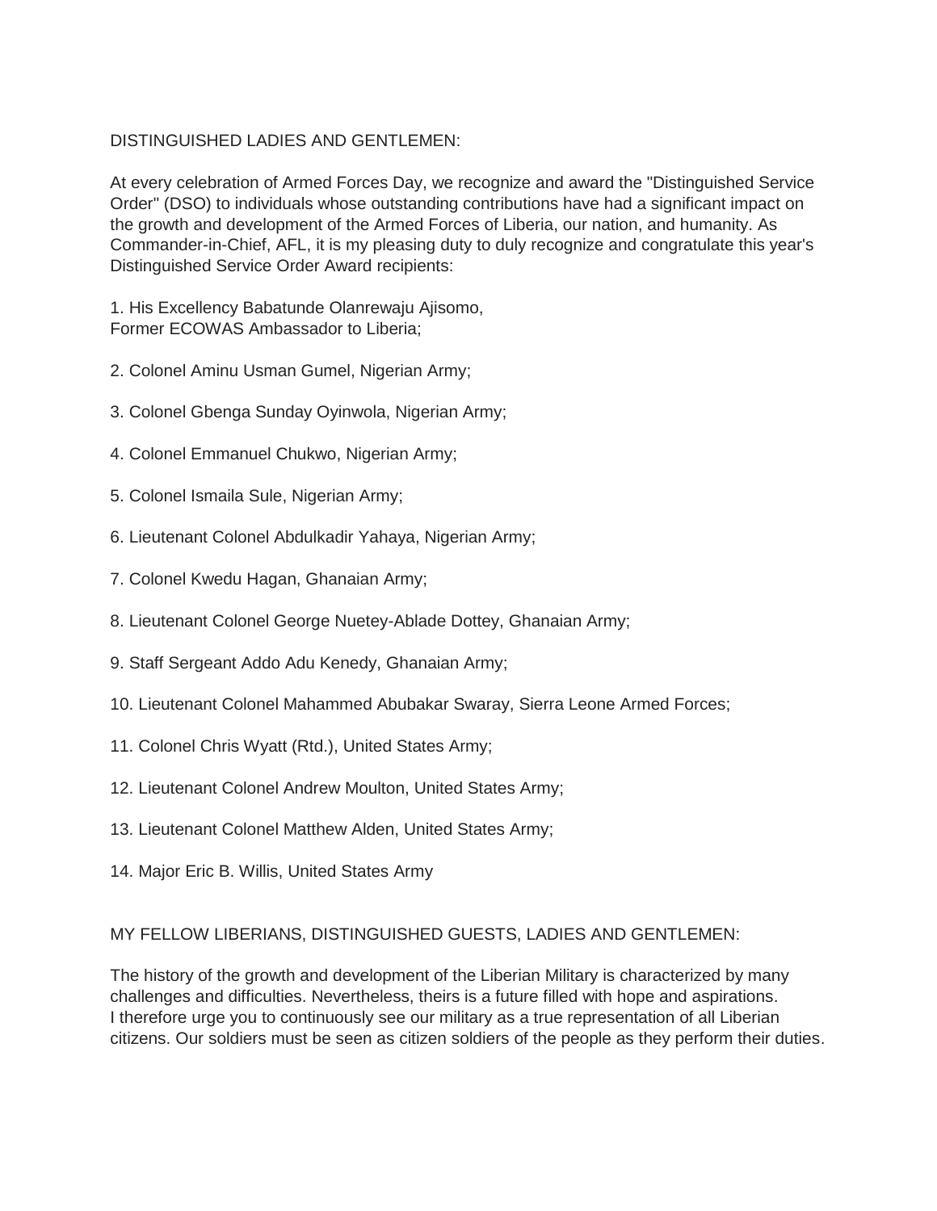DISTINGUISHED LADIES AND GENTLEMEN:

At every celebration of Armed Forces Day, we recognize and award the "Distinguished Service Order" (DSO) to individuals whose outstanding contributions have had a significant impact on the growth and development of the Armed Forces of Liberia, our nation, and humanity. As Commander-in-Chief, AFL, it is my pleasing duty to duly recognize and congratulate this year's Distinguished Service Order Award recipients:

1. His Excellency Babatunde Olanrewaju Ajisomo,
Former ECOWAS Ambassador to Liberia;

2. Colonel Aminu Usman Gumel, Nigerian Army;

3. Colonel Gbenga Sunday Oyinwola, Nigerian Army;

4. Colonel Emmanuel Chukwo, Nigerian Army;

5. Colonel Ismaila Sule, Nigerian Army;

6. Lieutenant Colonel Abdulkadir Yahaya, Nigerian Army;

7. Colonel Kwedu Hagan, Ghanaian Army;

8. Lieutenant Colonel George Nuetey-Ablade Dottey, Ghanaian Army;

9. Staff Sergeant Addo Adu Kenedy, Ghanaian Army;

10. Lieutenant Colonel Mahammed Abubakar Swaray, Sierra Leone Armed Forces;

11. Colonel Chris Wyatt (Rtd.), United States Army;

12. Lieutenant Colonel Andrew Moulton, United States Army;

13. Lieutenant Colonel Matthew Alden, United States Army;

14. Major Eric B. Willis, United States Army

MY FELLOW LIBERIANS, DISTINGUISHED GUESTS, LADIES AND GENTLEMEN:

The history of the growth and development of the Liberian Military is characterized by many challenges and difficulties. Nevertheless, theirs is a future filled with hope and aspirations. I therefore urge you to continuously see our military as a true representation of all Liberian citizens. Our soldiers must be seen as citizen soldiers of the people as they perform their duties.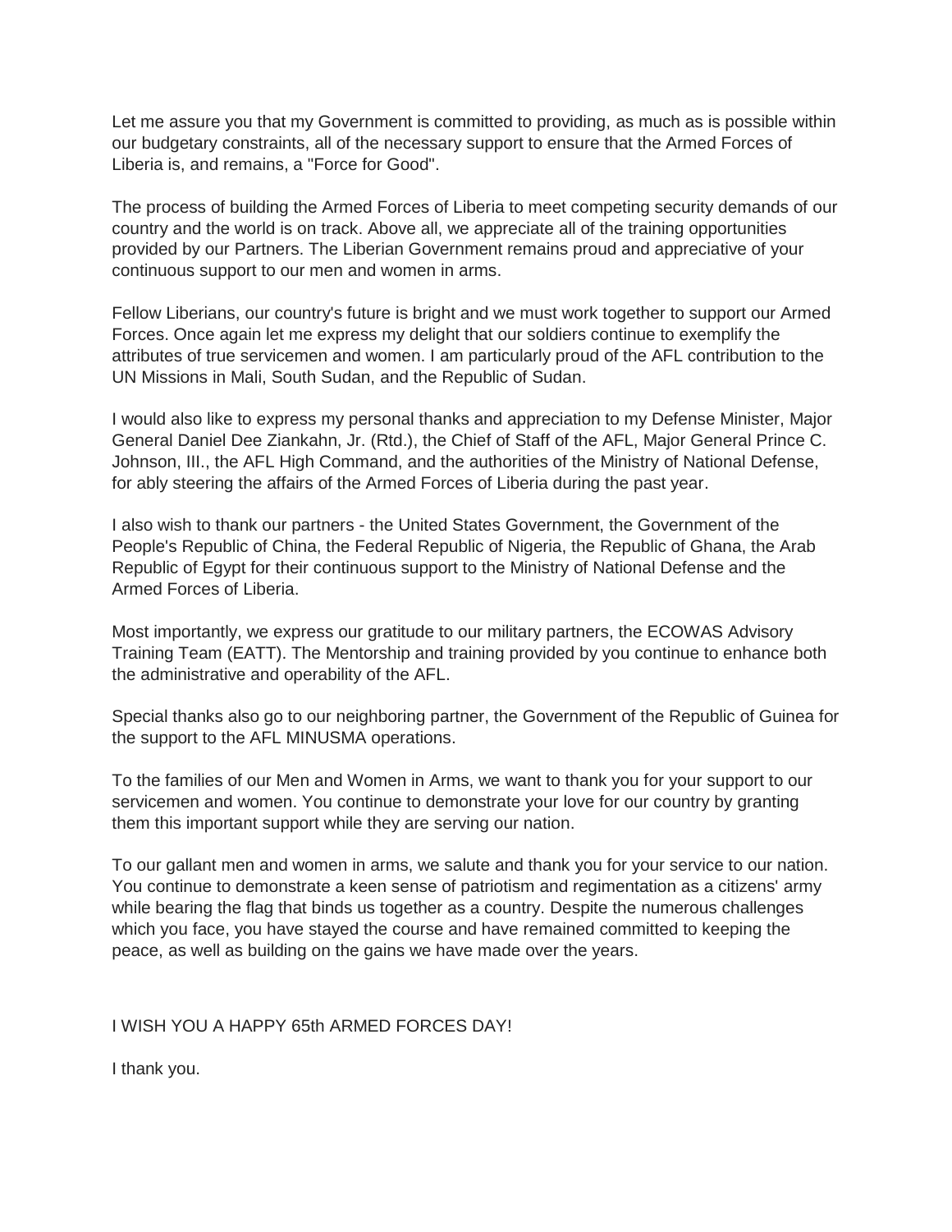Let me assure you that my Government is committed to providing, as much as is possible within our budgetary constraints, all of the necessary support to ensure that the Armed Forces of Liberia is, and remains, a "Force for Good".

The process of building the Armed Forces of Liberia to meet competing security demands of our country and the world is on track. Above all, we appreciate all of the training opportunities provided by our Partners. The Liberian Government remains proud and appreciative of your continuous support to our men and women in arms.

Fellow Liberians, our country's future is bright and we must work together to support our Armed Forces. Once again let me express my delight that our soldiers continue to exemplify the attributes of true servicemen and women. I am particularly proud of the AFL contribution to the UN Missions in Mali, South Sudan, and the Republic of Sudan.

I would also like to express my personal thanks and appreciation to my Defense Minister, Major General Daniel Dee Ziankahn, Jr. (Rtd.), the Chief of Staff of the AFL, Major General Prince C. Johnson, III., the AFL High Command, and the authorities of the Ministry of National Defense, for ably steering the affairs of the Armed Forces of Liberia during the past year.

I also wish to thank our partners - the United States Government, the Government of the People's Republic of China, the Federal Republic of Nigeria, the Republic of Ghana, the Arab Republic of Egypt for their continuous support to the Ministry of National Defense and the Armed Forces of Liberia.

Most importantly, we express our gratitude to our military partners, the ECOWAS Advisory Training Team (EATT). The Mentorship and training provided by you continue to enhance both the administrative and operability of the AFL.

Special thanks also go to our neighboring partner, the Government of the Republic of Guinea for the support to the AFL MINUSMA operations.

To the families of our Men and Women in Arms, we want to thank you for your support to our servicemen and women. You continue to demonstrate your love for our country by granting them this important support while they are serving our nation.

To our gallant men and women in arms, we salute and thank you for your service to our nation. You continue to demonstrate a keen sense of patriotism and regimentation as a citizens' army while bearing the flag that binds us together as a country. Despite the numerous challenges which you face, you have stayed the course and have remained committed to keeping the peace, as well as building on the gains we have made over the years.

I WISH YOU A HAPPY 65th ARMED FORCES DAY!

I thank you.